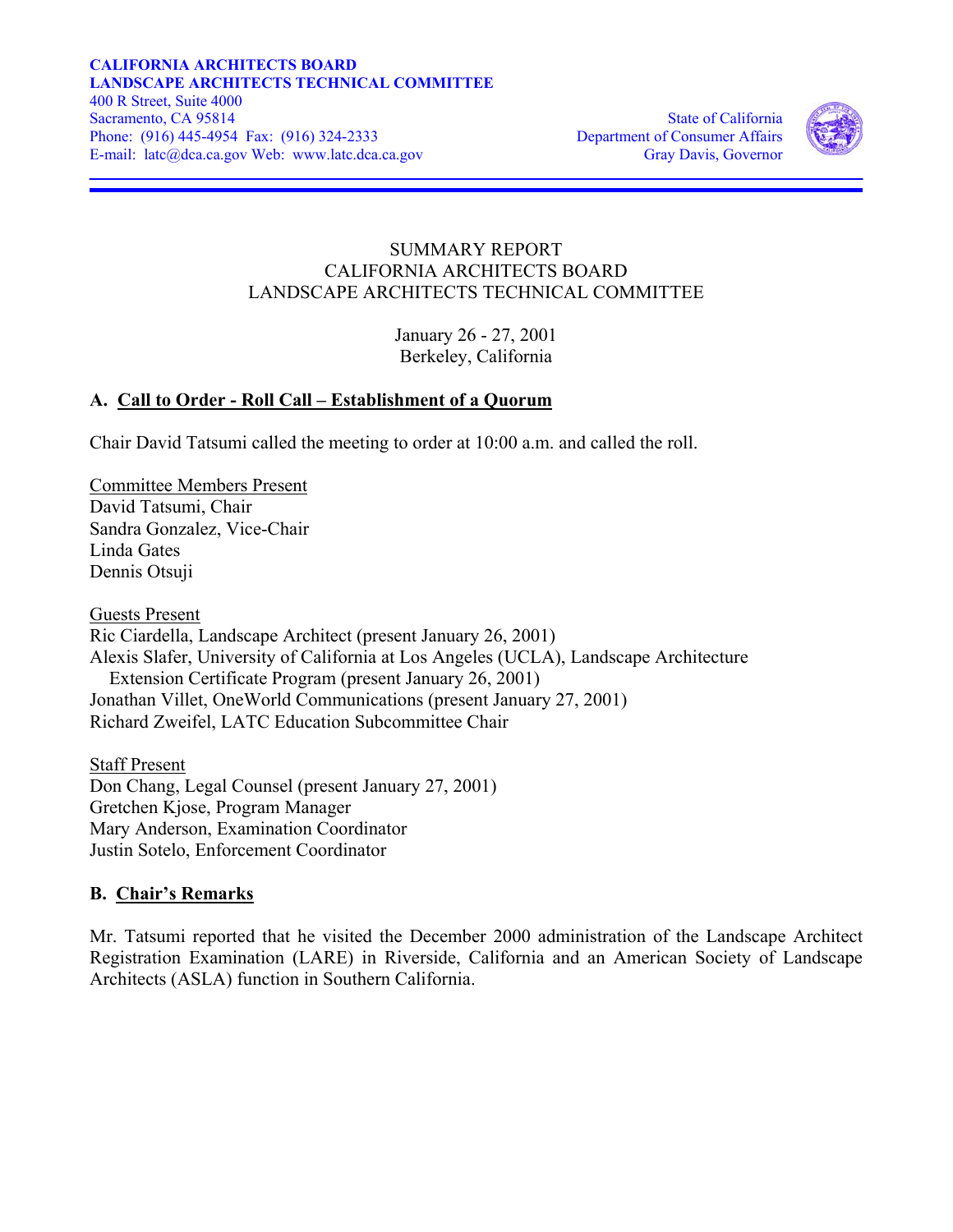**CALIFORNIA ARCHITECTS BOARD**
**LANDSCAPE ARCHITECTS TECHNICAL COMMITTEE**
400 R Street, Suite 4000
Sacramento, CA 95814
Phone: (916) 445-4954 Fax: (916) 324-2333
E-mail: latc@dca.ca.gov Web: www.latc.dca.ca.gov

State of California
Department of Consumer Affairs
Gray Davis, Governor

SUMMARY REPORT
CALIFORNIA ARCHITECTS BOARD
LANDSCAPE ARCHITECTS TECHNICAL COMMITTEE

January 26 - 27, 2001
Berkeley, California

## A. Call to Order - Roll Call – Establishment of a Quorum

Chair David Tatsumi called the meeting to order at 10:00 a.m. and called the roll.

Committee Members Present
David Tatsumi, Chair
Sandra Gonzalez, Vice-Chair
Linda Gates
Dennis Otsuji

Guests Present
Ric Ciardella, Landscape Architect (present January 26, 2001)
Alexis Slafer, University of California at Los Angeles (UCLA), Landscape Architecture Extension Certificate Program (present January 26, 2001)
Jonathan Villet, OneWorld Communications (present January 27, 2001)
Richard Zweifel, LATC Education Subcommittee Chair

Staff Present
Don Chang, Legal Counsel (present January 27, 2001)
Gretchen Kjose, Program Manager
Mary Anderson, Examination Coordinator
Justin Sotelo, Enforcement Coordinator

## B. Chair's Remarks

Mr. Tatsumi reported that he visited the December 2000 administration of the Landscape Architect Registration Examination (LARE) in Riverside, California and an American Society of Landscape Architects (ASLA) function in Southern California.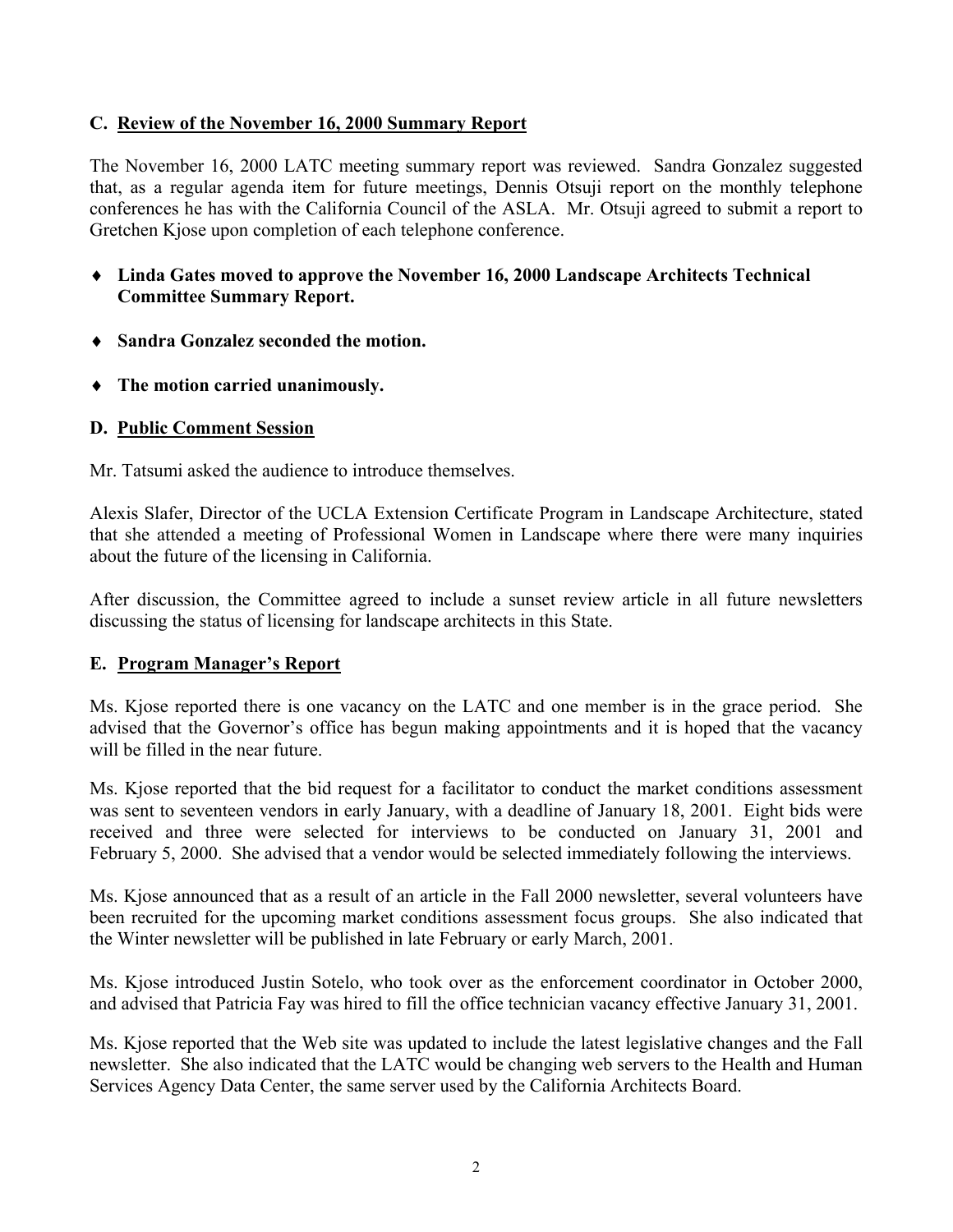### C. Review of the November 16, 2000 Summary Report

The November 16, 2000 LATC meeting summary report was reviewed. Sandra Gonzalez suggested that, as a regular agenda item for future meetings, Dennis Otsuji report on the monthly telephone conferences he has with the California Council of the ASLA. Mr. Otsuji agreed to submit a report to Gretchen Kjose upon completion of each telephone conference.

- **Linda Gates moved to approve the November 16, 2000 Landscape Architects Technical Committee Summary Report.**
- **Sandra Gonzalez seconded the motion.**
- **The motion carried unanimously.**

### D. Public Comment Session

Mr. Tatsumi asked the audience to introduce themselves.

Alexis Slafer, Director of the UCLA Extension Certificate Program in Landscape Architecture, stated that she attended a meeting of Professional Women in Landscape where there were many inquiries about the future of the licensing in California.

After discussion, the Committee agreed to include a sunset review article in all future newsletters discussing the status of licensing for landscape architects in this State.

### E. Program Manager's Report

Ms. Kjose reported there is one vacancy on the LATC and one member is in the grace period. She advised that the Governor's office has begun making appointments and it is hoped that the vacancy will be filled in the near future.

Ms. Kjose reported that the bid request for a facilitator to conduct the market conditions assessment was sent to seventeen vendors in early January, with a deadline of January 18, 2001. Eight bids were received and three were selected for interviews to be conducted on January 31, 2001 and February 5, 2000. She advised that a vendor would be selected immediately following the interviews.

Ms. Kjose announced that as a result of an article in the Fall 2000 newsletter, several volunteers have been recruited for the upcoming market conditions assessment focus groups. She also indicated that the Winter newsletter will be published in late February or early March, 2001.

Ms. Kjose introduced Justin Sotelo, who took over as the enforcement coordinator in October 2000, and advised that Patricia Fay was hired to fill the office technician vacancy effective January 31, 2001.

Ms. Kjose reported that the Web site was updated to include the latest legislative changes and the Fall newsletter. She also indicated that the LATC would be changing web servers to the Health and Human Services Agency Data Center, the same server used by the California Architects Board.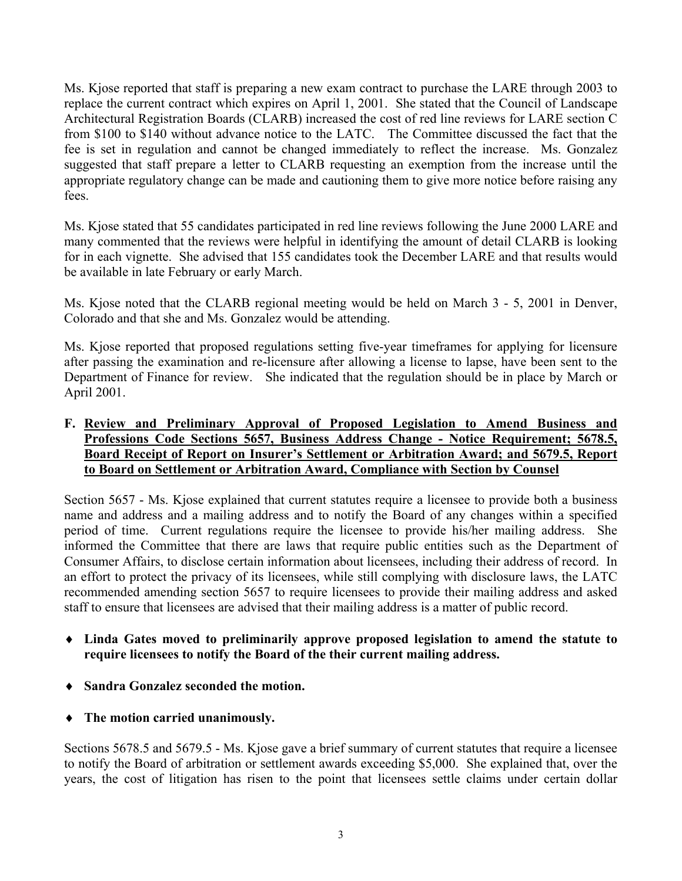Ms. Kjose reported that staff is preparing a new exam contract to purchase the LARE through 2003 to replace the current contract which expires on April 1, 2001. She stated that the Council of Landscape Architectural Registration Boards (CLARB) increased the cost of red line reviews for LARE section C from $100 to $140 without advance notice to the LATC. The Committee discussed the fact that the fee is set in regulation and cannot be changed immediately to reflect the increase. Ms. Gonzalez suggested that staff prepare a letter to CLARB requesting an exemption from the increase until the appropriate regulatory change can be made and cautioning them to give more notice before raising any fees.

Ms. Kjose stated that 55 candidates participated in red line reviews following the June 2000 LARE and many commented that the reviews were helpful in identifying the amount of detail CLARB is looking for in each vignette. She advised that 155 candidates took the December LARE and that results would be available in late February or early March.

Ms. Kjose noted that the CLARB regional meeting would be held on March 3 - 5, 2001 in Denver, Colorado and that she and Ms. Gonzalez would be attending.

Ms. Kjose reported that proposed regulations setting five-year timeframes for applying for licensure after passing the examination and re-licensure after allowing a license to lapse, have been sent to the Department of Finance for review. She indicated that the regulation should be in place by March or April 2001.

**F. Review and Preliminary Approval of Proposed Legislation to Amend Business and Professions Code Sections 5657, Business Address Change - Notice Requirement; 5678.5, Board Receipt of Report on Insurer's Settlement or Arbitration Award; and 5679.5, Report to Board on Settlement or Arbitration Award, Compliance with Section by Counsel**

Section 5657 - Ms. Kjose explained that current statutes require a licensee to provide both a business name and address and a mailing address and to notify the Board of any changes within a specified period of time. Current regulations require the licensee to provide his/her mailing address. She informed the Committee that there are laws that require public entities such as the Department of Consumer Affairs, to disclose certain information about licensees, including their address of record. In an effort to protect the privacy of its licensees, while still complying with disclosure laws, the LATC recommended amending section 5657 to require licensees to provide their mailing address and asked staff to ensure that licensees are advised that their mailing address is a matter of public record.

- **Linda Gates moved to preliminarily approve proposed legislation to amend the statute to require licensees to notify the Board of the their current mailing address.**
- **Sandra Gonzalez seconded the motion.**
- **The motion carried unanimously.**

Sections 5678.5 and 5679.5 - Ms. Kjose gave a brief summary of current statutes that require a licensee to notify the Board of arbitration or settlement awards exceeding $5,000. She explained that, over the years, the cost of litigation has risen to the point that licensees settle claims under certain dollar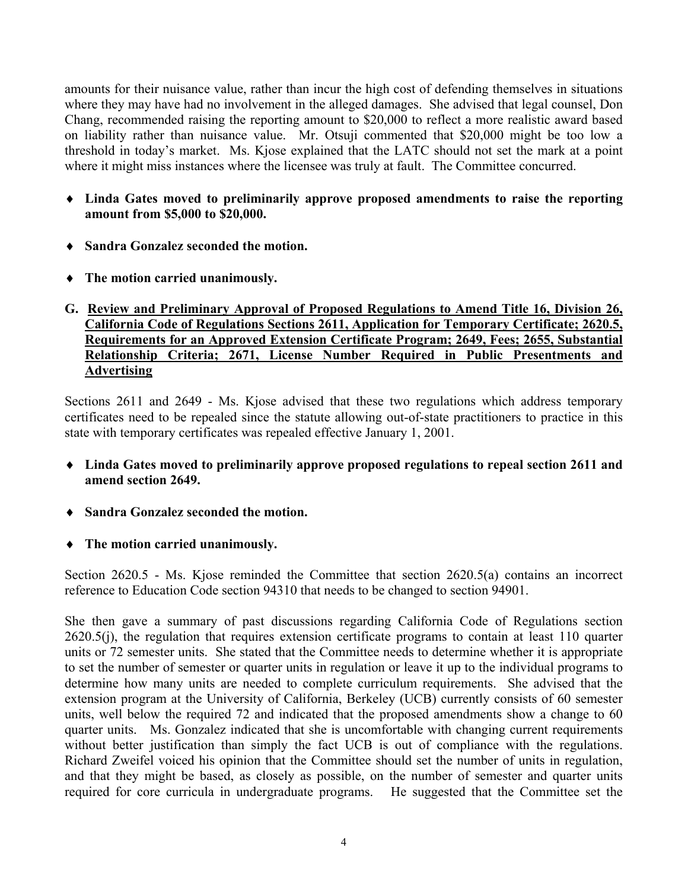amounts for their nuisance value, rather than incur the high cost of defending themselves in situations where they may have had no involvement in the alleged damages. She advised that legal counsel, Don Chang, recommended raising the reporting amount to $20,000 to reflect a more realistic award based on liability rather than nuisance value. Mr. Otsuji commented that $20,000 might be too low a threshold in today's market. Ms. Kjose explained that the LATC should not set the mark at a point where it might miss instances where the licensee was truly at fault. The Committee concurred.

- **Linda Gates moved to preliminarily approve proposed amendments to raise the reporting amount from $5,000 to $20,000.**
- **Sandra Gonzalez seconded the motion.**
- **The motion carried unanimously.**

**G. <u>Review and Preliminary Approval of Proposed Regulations to Amend Title 16, Division 26, California Code of Regulations Sections 2611, Application for Temporary Certificate; 2620.5, Requirements for an Approved Extension Certificate Program; 2649, Fees; 2655, Substantial Relationship Criteria; 2671, License Number Required in Public Presentments and Advertising</u>**

Sections 2611 and 2649 - Ms. Kjose advised that these two regulations which address temporary certificates need to be repealed since the statute allowing out-of-state practitioners to practice in this state with temporary certificates was repealed effective January 1, 2001.

- **Linda Gates moved to preliminarily approve proposed regulations to repeal section 2611 and amend section 2649.**
- **Sandra Gonzalez seconded the motion.**
- **The motion carried unanimously.**

Section 2620.5 - Ms. Kjose reminded the Committee that section 2620.5(a) contains an incorrect reference to Education Code section 94310 that needs to be changed to section 94901.

She then gave a summary of past discussions regarding California Code of Regulations section 2620.5(j), the regulation that requires extension certificate programs to contain at least 110 quarter units or 72 semester units. She stated that the Committee needs to determine whether it is appropriate to set the number of semester or quarter units in regulation or leave it up to the individual programs to determine how many units are needed to complete curriculum requirements. She advised that the extension program at the University of California, Berkeley (UCB) currently consists of 60 semester units, well below the required 72 and indicated that the proposed amendments show a change to 60 quarter units. Ms. Gonzalez indicated that she is uncomfortable with changing current requirements without better justification than simply the fact UCB is out of compliance with the regulations. Richard Zweifel voiced his opinion that the Committee should set the number of units in regulation, and that they might be based, as closely as possible, on the number of semester and quarter units required for core curricula in undergraduate programs. He suggested that the Committee set the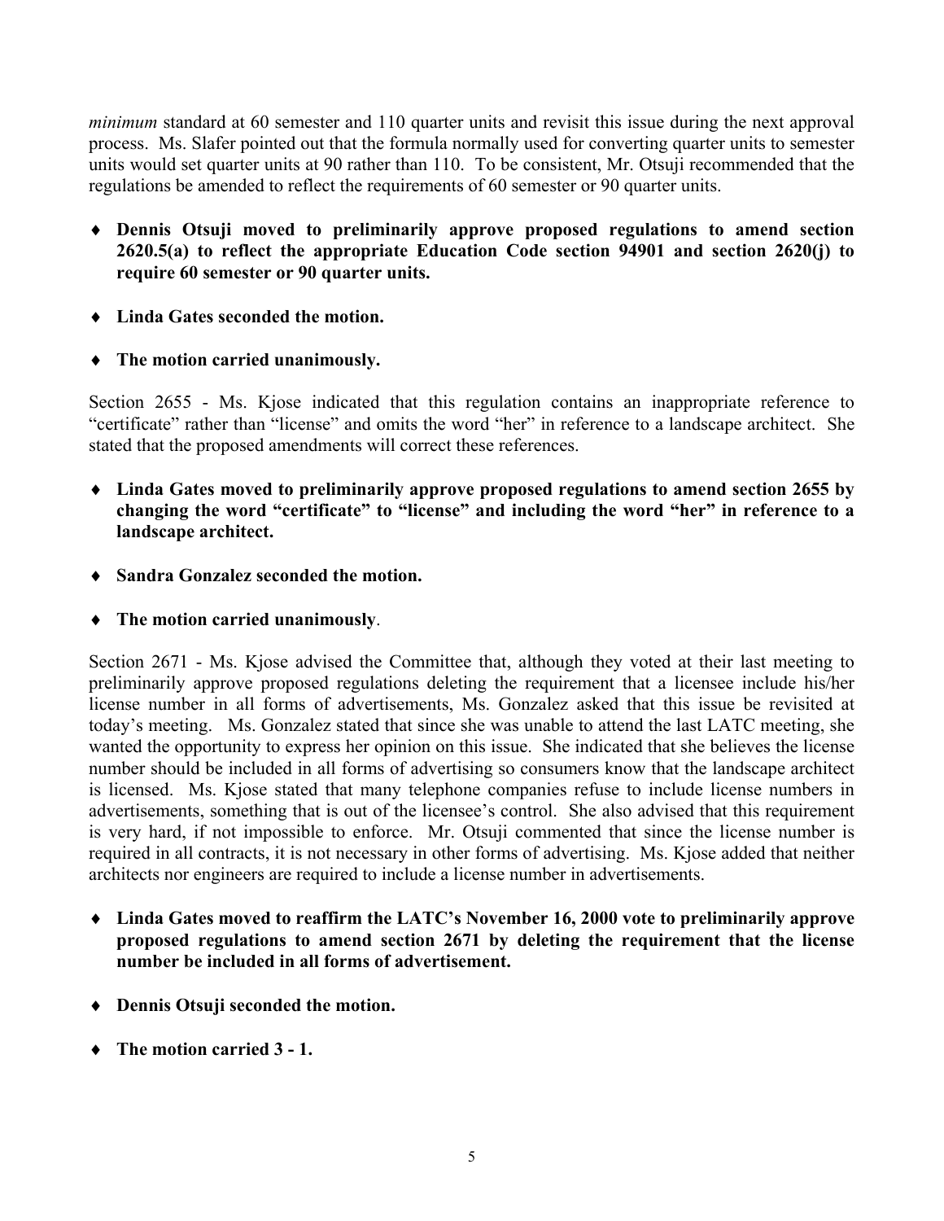*minimum* standard at 60 semester and 110 quarter units and revisit this issue during the next approval process. Ms. Slafer pointed out that the formula normally used for converting quarter units to semester units would set quarter units at 90 rather than 110. To be consistent, Mr. Otsuji recommended that the regulations be amended to reflect the requirements of 60 semester or 90 quarter units.

- **Dennis Otsuji moved to preliminarily approve proposed regulations to amend section 2620.5(a) to reflect the appropriate Education Code section 94901 and section 2620(j) to require 60 semester or 90 quarter units.**
- **Linda Gates seconded the motion.**
- **The motion carried unanimously.**

Section 2655 - Ms. Kjose indicated that this regulation contains an inappropriate reference to "certificate" rather than "license" and omits the word "her" in reference to a landscape architect. She stated that the proposed amendments will correct these references.

- **Linda Gates moved to preliminarily approve proposed regulations to amend section 2655 by changing the word "certificate" to "license" and including the word "her" in reference to a landscape architect.**
- **Sandra Gonzalez seconded the motion.**
- **The motion carried unanimously**.

Section 2671 - Ms. Kjose advised the Committee that, although they voted at their last meeting to preliminarily approve proposed regulations deleting the requirement that a licensee include his/her license number in all forms of advertisements, Ms. Gonzalez asked that this issue be revisited at today's meeting. Ms. Gonzalez stated that since she was unable to attend the last LATC meeting, she wanted the opportunity to express her opinion on this issue. She indicated that she believes the license number should be included in all forms of advertising so consumers know that the landscape architect is licensed. Ms. Kjose stated that many telephone companies refuse to include license numbers in advertisements, something that is out of the licensee's control. She also advised that this requirement is very hard, if not impossible to enforce. Mr. Otsuji commented that since the license number is required in all contracts, it is not necessary in other forms of advertising. Ms. Kjose added that neither architects nor engineers are required to include a license number in advertisements.

- **Linda Gates moved to reaffirm the LATC's November 16, 2000 vote to preliminarily approve proposed regulations to amend section 2671 by deleting the requirement that the license number be included in all forms of advertisement.**
- **Dennis Otsuji seconded the motion.**
- **The motion carried 3 - 1.**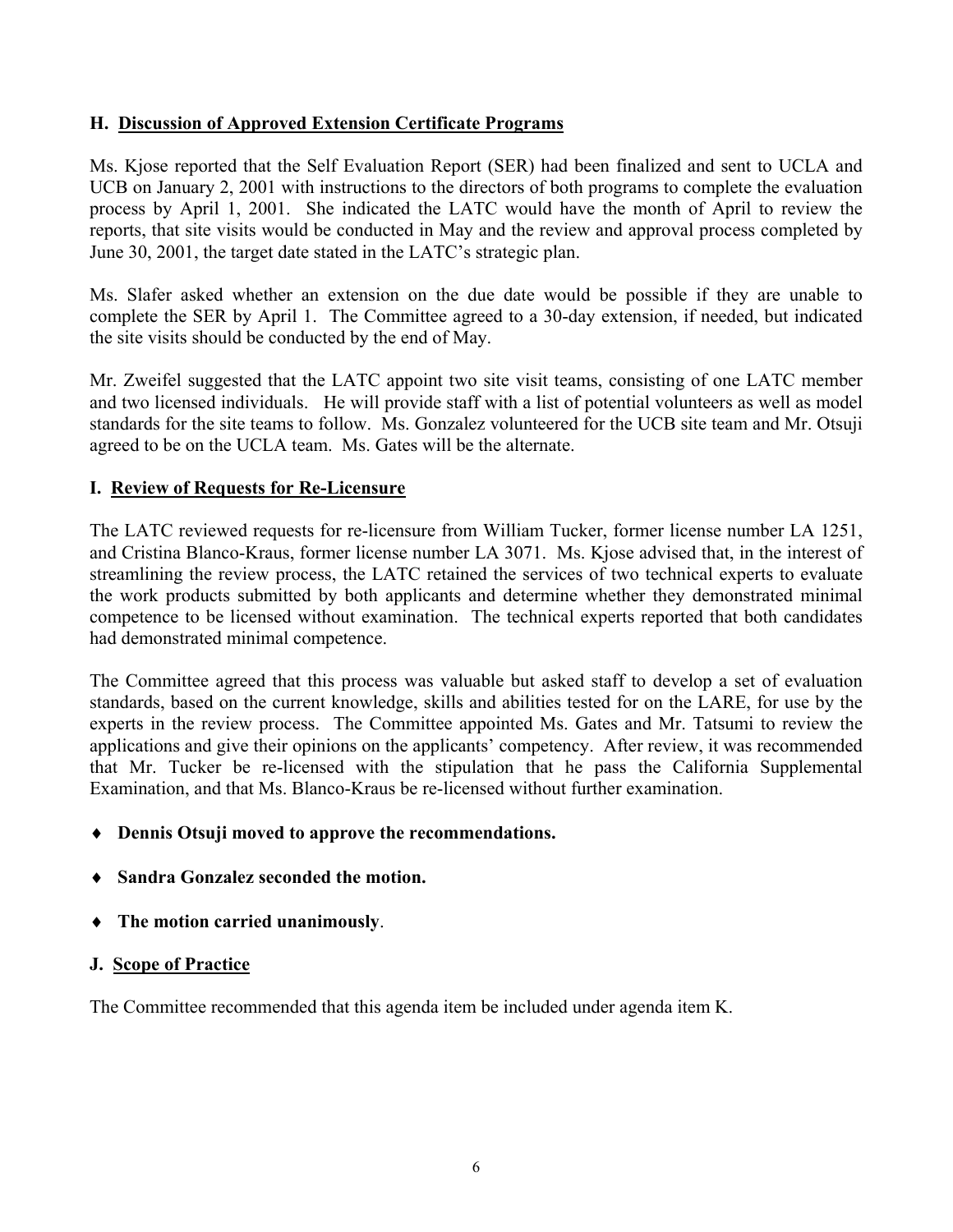### H. Discussion of Approved Extension Certificate Programs

Ms. Kjose reported that the Self Evaluation Report (SER) had been finalized and sent to UCLA and UCB on January 2, 2001 with instructions to the directors of both programs to complete the evaluation process by April 1, 2001. She indicated the LATC would have the month of April to review the reports, that site visits would be conducted in May and the review and approval process completed by June 30, 2001, the target date stated in the LATC's strategic plan.

Ms. Slafer asked whether an extension on the due date would be possible if they are unable to complete the SER by April 1. The Committee agreed to a 30-day extension, if needed, but indicated the site visits should be conducted by the end of May.

Mr. Zweifel suggested that the LATC appoint two site visit teams, consisting of one LATC member and two licensed individuals. He will provide staff with a list of potential volunteers as well as model standards for the site teams to follow. Ms. Gonzalez volunteered for the UCB site team and Mr. Otsuji agreed to be on the UCLA team. Ms. Gates will be the alternate.

### I. Review of Requests for Re-Licensure

The LATC reviewed requests for re-licensure from William Tucker, former license number LA 1251, and Cristina Blanco-Kraus, former license number LA 3071. Ms. Kjose advised that, in the interest of streamlining the review process, the LATC retained the services of two technical experts to evaluate the work products submitted by both applicants and determine whether they demonstrated minimal competence to be licensed without examination. The technical experts reported that both candidates had demonstrated minimal competence.

The Committee agreed that this process was valuable but asked staff to develop a set of evaluation standards, based on the current knowledge, skills and abilities tested for on the LARE, for use by the experts in the review process. The Committee appointed Ms. Gates and Mr. Tatsumi to review the applications and give their opinions on the applicants' competency. After review, it was recommended that Mr. Tucker be re-licensed with the stipulation that he pass the California Supplemental Examination, and that Ms. Blanco-Kraus be re-licensed without further examination.

- **Dennis Otsuji moved to approve the recommendations.**
- **Sandra Gonzalez seconded the motion.**
- **The motion carried unanimously**.

### J. Scope of Practice

The Committee recommended that this agenda item be included under agenda item K.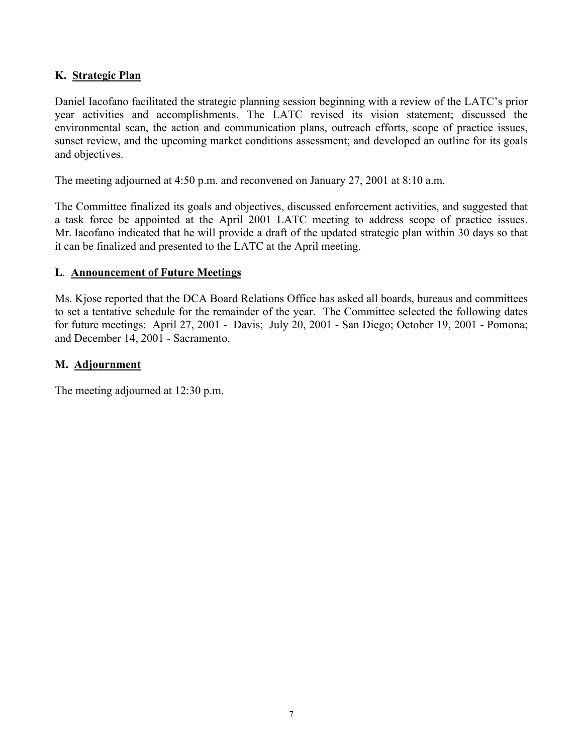## K. Strategic Plan

Daniel Iacofano facilitated the strategic planning session beginning with a review of the LATC's prior year activities and accomplishments. The LATC revised its vision statement; discussed the environmental scan, the action and communication plans, outreach efforts, scope of practice issues, sunset review, and the upcoming market conditions assessment; and developed an outline for its goals and objectives.

The meeting adjourned at 4:50 p.m. and reconvened on January 27, 2001 at 8:10 a.m.

The Committee finalized its goals and objectives, discussed enforcement activities, and suggested that a task force be appointed at the April 2001 LATC meeting to address scope of practice issues. Mr. Iacofano indicated that he will provide a draft of the updated strategic plan within 30 days so that it can be finalized and presented to the LATC at the April meeting.

## L. Announcement of Future Meetings

Ms. Kjose reported that the DCA Board Relations Office has asked all boards, bureaus and committees to set a tentative schedule for the remainder of the year. The Committee selected the following dates for future meetings: April 27, 2001 - Davis; July 20, 2001 - San Diego; October 19, 2001 - Pomona; and December 14, 2001 - Sacramento.

## M. Adjournment

The meeting adjourned at 12:30 p.m.